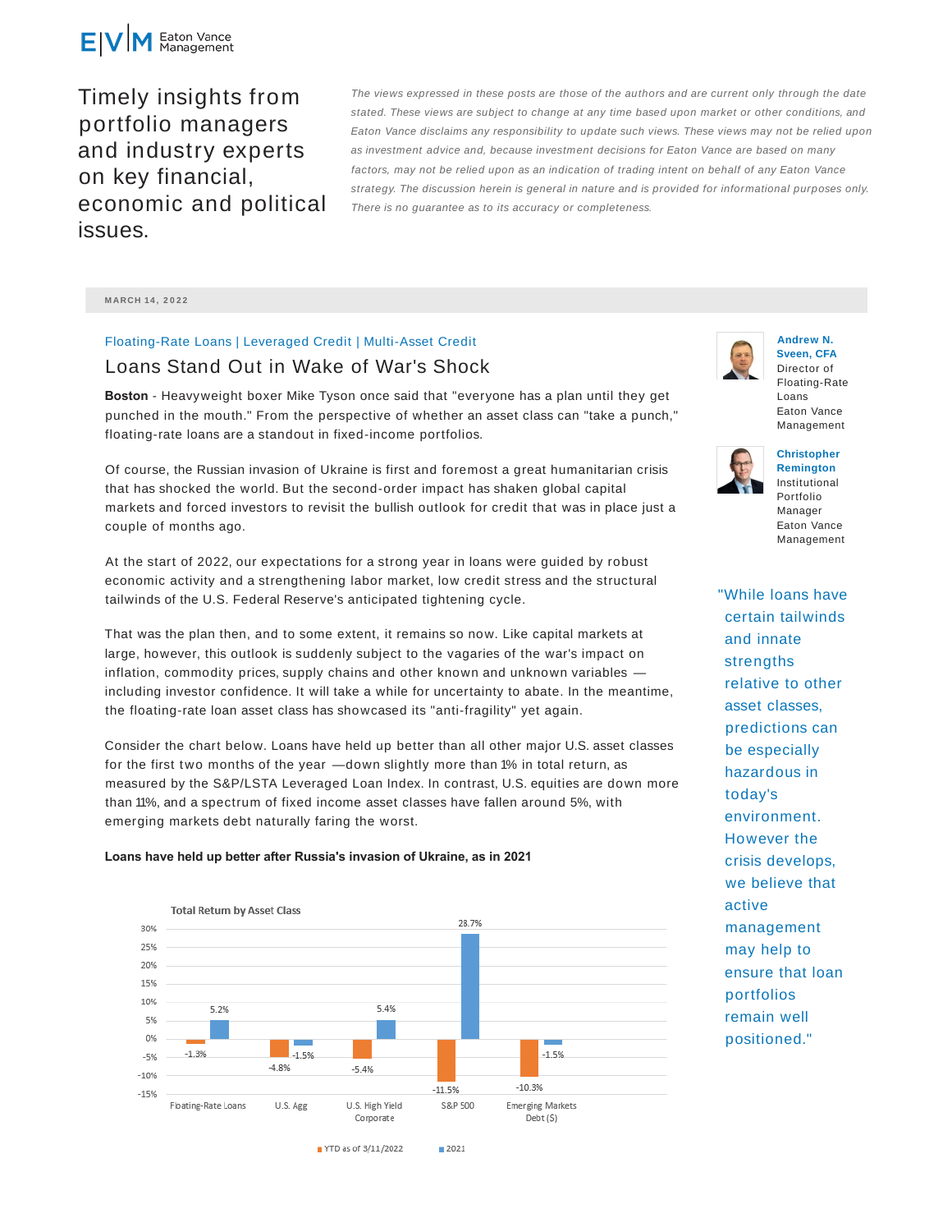Eaton Vance Management

# Timely insights from portfolio managers and industry experts on key financial, economic and political issues.

*The views expressed in these posts are those of the authors and are current only through the date stated. These views are subject to change at any time based upon market or other conditions, and Eaton Vance disclaims any responsibility to update such views. These views may not be relied upon as investment advice and, because investment decisions for Eaton Vance are based on many factors, may not be relied upon as an indication of trading intent on behalf of any Eaton Vance strategy. The discussion herein is general in nature and is provided for informational purposes only. There is no guarantee as to its accuracy or completeness.*

MARCH 14, 2022

Floating-Rate Loans | Leveraged Credit | Multi-Asset Credit

## Loans Stand Out in Wake of War's Shock

**Andrew N. Sveen, CFA**
Director of Floating-Rate Loans
Eaton Vance Management

**Christopher Remington**
Institutional Portfolio Manager
Eaton Vance Management

**Boston** - Heavyweight boxer Mike Tyson once said that "everyone has a plan until they get punched in the mouth." From the perspective of whether an asset class can "take a punch," floating-rate loans are a standout in fixed-income portfolios.

Of course, the Russian invasion of Ukraine is first and foremost a great humanitarian crisis that has shocked the world. But the second-order impact has shaken global capital markets and forced investors to revisit the bullish outlook for credit that was in place just a couple of months ago.

At the start of 2022, our expectations for a strong year in loans were guided by robust economic activity and a strengthening labor market, low credit stress and the structural tailwinds of the U.S. Federal Reserve's anticipated tightening cycle.

That was the plan then, and to some extent, it remains so now. Like capital markets at large, however, this outlook is suddenly subject to the vagaries of the war's impact on inflation, commodity prices, supply chains and other known and unknown variables — including investor confidence. It will take a while for uncertainty to abate. In the meantime, the floating-rate loan asset class has showcased its "anti-fragility" yet again.

Consider the chart below. Loans have held up better than all other major U.S. asset classes for the first two months of the year —down slightly more than 1% in total return, as measured by the S&P/LSTA Leveraged Loan Index. In contrast, U.S. equities are down more than 11%, and a spectrum of fixed income asset classes have fallen around 5%, with emerging markets debt naturally faring the worst.

**Loans have held up better after Russia's invasion of Ukraine, as in 2021**

Total Return by Asset Class

| Asset Class | YTD as of 3/11/2022 | 2021 |
|---|---|---|
| Floating-Rate Loans | -1.3% | 5.2% |
| U.S. Agg | -4.8% | -1.5% |
| U.S. High Yield Corporate | -5.4% | 5.4% |
| S&P 500 | -11.5% | 28.7% |
| Emerging Markets Debt ($) | -10.3% | -1.5% |

> "While loans have certain tailwinds and innate strengths relative to other asset classes, predictions can be especially hazardous in today's environment. However the crisis develops, we believe that active management may help to ensure that loan portfolios remain well positioned."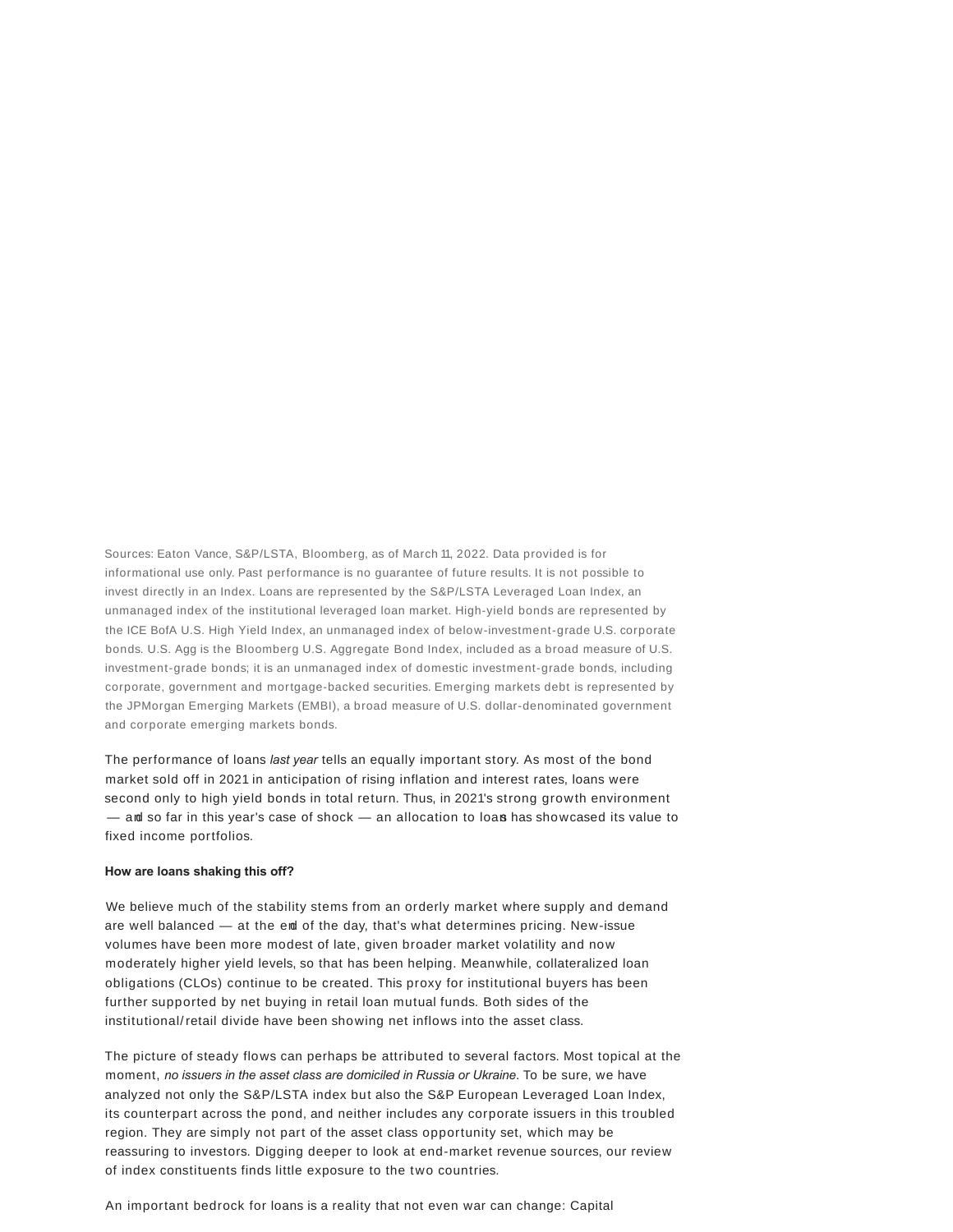Sources: Eaton Vance, S&P/LSTA, Bloomberg, as of March 11, 2022. Data provided is for informational use only. Past performance is no guarantee of future results. It is not possible to invest directly in an Index. Loans are represented by the S&P/LSTA Leveraged Loan Index, an unmanaged index of the institutional leveraged loan market. High-yield bonds are represented by the ICE BofA U.S. High Yield Index, an unmanaged index of below-investment-grade U.S. corporate bonds. U.S. Agg is the Bloomberg U.S. Aggregate Bond Index, included as a broad measure of U.S. investment-grade bonds; it is an unmanaged index of domestic investment-grade bonds, including corporate, government and mortgage-backed securities. Emerging markets debt is represented by the JPMorgan Emerging Markets (EMBI), a broad measure of U.S. dollar-denominated government and corporate emerging markets bonds.

The performance of loans *last year* tells an equally important story. As most of the bond market sold off in 2021 in anticipation of rising inflation and interest rates, loans were second only to high yield bonds in total return. Thus, in 2021's strong growth environment — and so far in this year's case of shock — an allocation to loans has showcased its value to fixed income portfolios.

**How are loans shaking this off?**

We believe much of the stability stems from an orderly market where supply and demand are well balanced — at the end of the day, that's what determines pricing. New-issue volumes have been more modest of late, given broader market volatility and now moderately higher yield levels, so that has been helping. Meanwhile, collateralized loan obligations (CLOs) continue to be created. This proxy for institutional buyers has been further supported by net buying in retail loan mutual funds. Both sides of the institutional/retail divide have been showing net inflows into the asset class.

The picture of steady flows can perhaps be attributed to several factors. Most topical at the moment, *no issuers in the asset class are domiciled in Russia or Ukraine*. To be sure, we have analyzed not only the S&P/LSTA index but also the S&P European Leveraged Loan Index, its counterpart across the pond, and neither includes any corporate issuers in this troubled region. They are simply not part of the asset class opportunity set, which may be reassuring to investors. Digging deeper to look at end-market revenue sources, our review of index constituents finds little exposure to the two countries.

An important bedrock for loans is a reality that not even war can change: Capital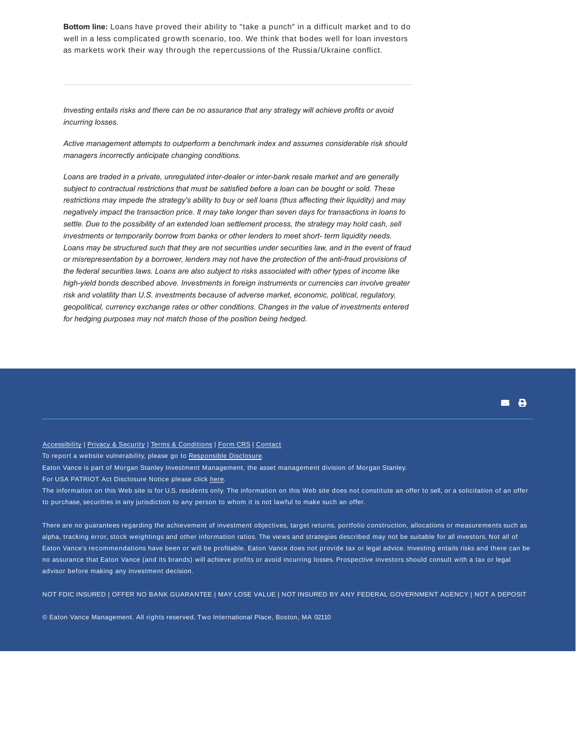**Bottom line:** Loans have proved their ability to "take a punch" in a difficult market and to do well in a less complicated growth scenario, too. We think that bodes well for loan investors as markets work their way through the repercussions of the Russia/Ukraine conflict.

---

*Investing entails risks and there can be no assurance that any strategy will achieve profits or avoid incurring losses.*

*Active management attempts to outperform a benchmark index and assumes considerable risk should managers incorrectly anticipate changing conditions.*

*Loans are traded in a private, unregulated inter-dealer or inter-bank resale market and are generally subject to contractual restrictions that must be satisfied before a loan can be bought or sold. These restrictions may impede the strategy's ability to buy or sell loans (thus affecting their liquidity) and may negatively impact the transaction price. It may take longer than seven days for transactions in loans to settle. Due to the possibility of an extended loan settlement process, the strategy may hold cash, sell investments or temporarily borrow from banks or other lenders to meet short- term liquidity needs. Loans may be structured such that they are not securities under securities law, and in the event of fraud or misrepresentation by a borrower, lenders may not have the protection of the anti-fraud provisions of the federal securities laws. Loans are also subject to risks associated with other types of income like high-yield bonds described above. Investments in foreign instruments or currencies can involve greater risk and volatility than U.S. investments because of adverse market, economic, political, regulatory, geopolitical, currency exchange rates or other conditions. Changes in the value of investments entered for hedging purposes may not match those of the position being hedged.*

---

Accessibility | Privacy & Security | Terms & Conditions | Form CRS | Contact

To report a website vulnerability, please go to Responsible Disclosure.

Eaton Vance is part of Morgan Stanley Investment Management, the asset management division of Morgan Stanley.

For USA PATRIOT Act Disclosure Notice please click here.

The information on this Web site is for U.S. residents only. The information on this Web site does not constitute an offer to sell, or a solicitation of an offer to purchase, securities in any jurisdiction to any person to whom it is not lawful to make such an offer.

There are no guarantees regarding the achievement of investment objectives, target returns, portfolio construction, allocations or measurements such as alpha, tracking error, stock weightings and other information ratios. The views and strategies described may not be suitable for all investors. Not all of Eaton Vance's recommendations have been or will be profitable. Eaton Vance does not provide tax or legal advice. Investing entails risks and there can be no assurance that Eaton Vance (and its brands) will achieve profits or avoid incurring losses. Prospective investors should consult with a tax or legal advisor before making any investment decision.

NOT FDIC INSURED | OFFER NO BANK GUARANTEE | MAY LOSE VALUE | NOT INSURED BY ANY FEDERAL GOVERNMENT AGENCY | NOT A DEPOSIT

© Eaton Vance Management. All rights reserved. Two International Place, Boston, MA 02110